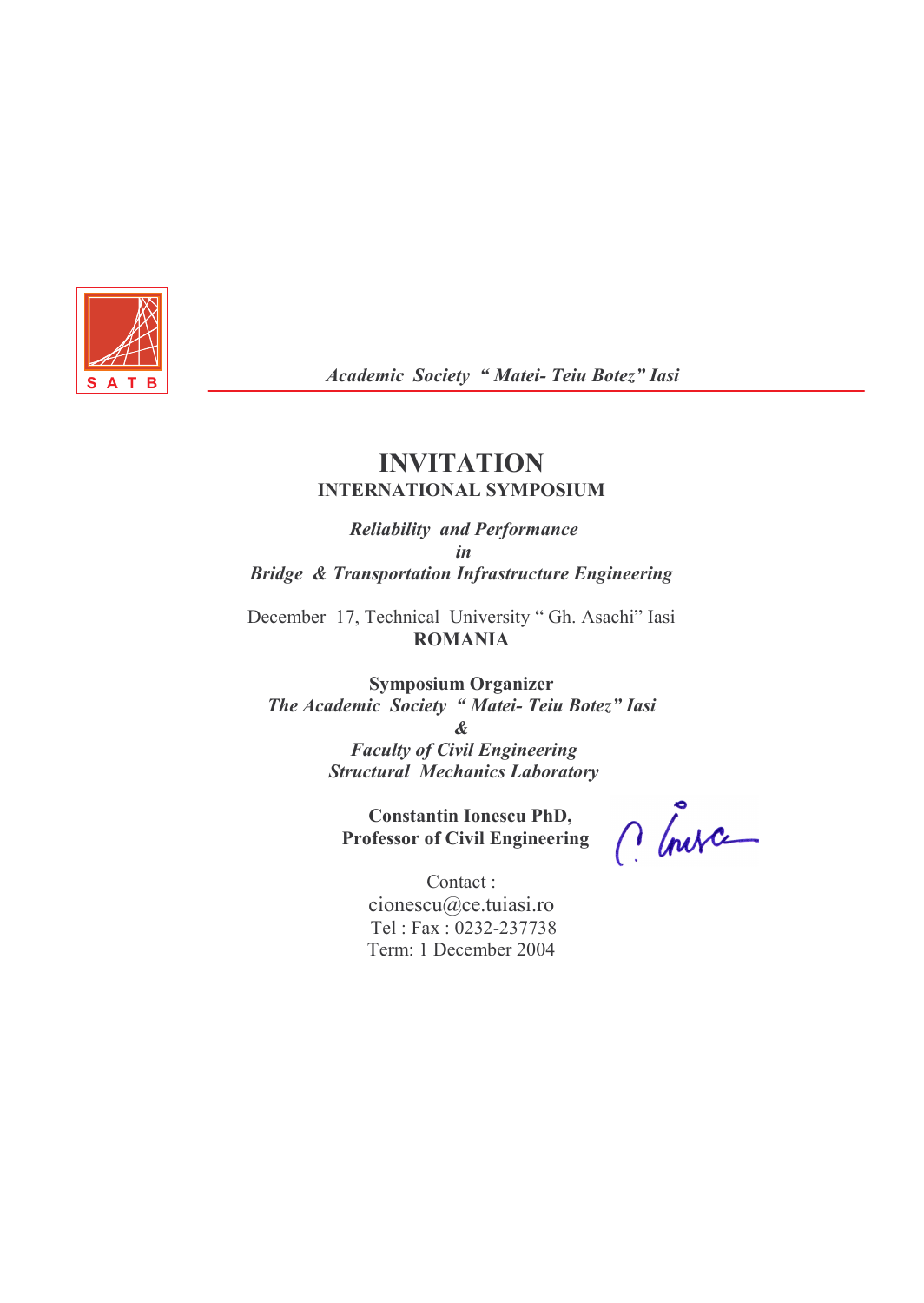S A T B

*Academic Society " Matei- Teiu Botez" Iasi*

# INVITATION

## INTERNATIONAL SYMPOSIUM

***Reliability and Performance***
***in***
***Bridge & Transportation Infrastructure Engineering***

December 17, Technical University " Gh. Asachi" Iasi
**ROMANIA**

**Symposium Organizer**
***The Academic Society " Matei- Teiu Botez" Iasi***
***&***
***Faculty of Civil Engineering***
***Structural Mechanics Laboratory***

**Constantin Ionescu PhD,**
**Professor of Civil Engineering**

Contact :
cionescu@ce.tuiasi.ro
Tel : Fax : 0232-237738
Term: 1 December 2004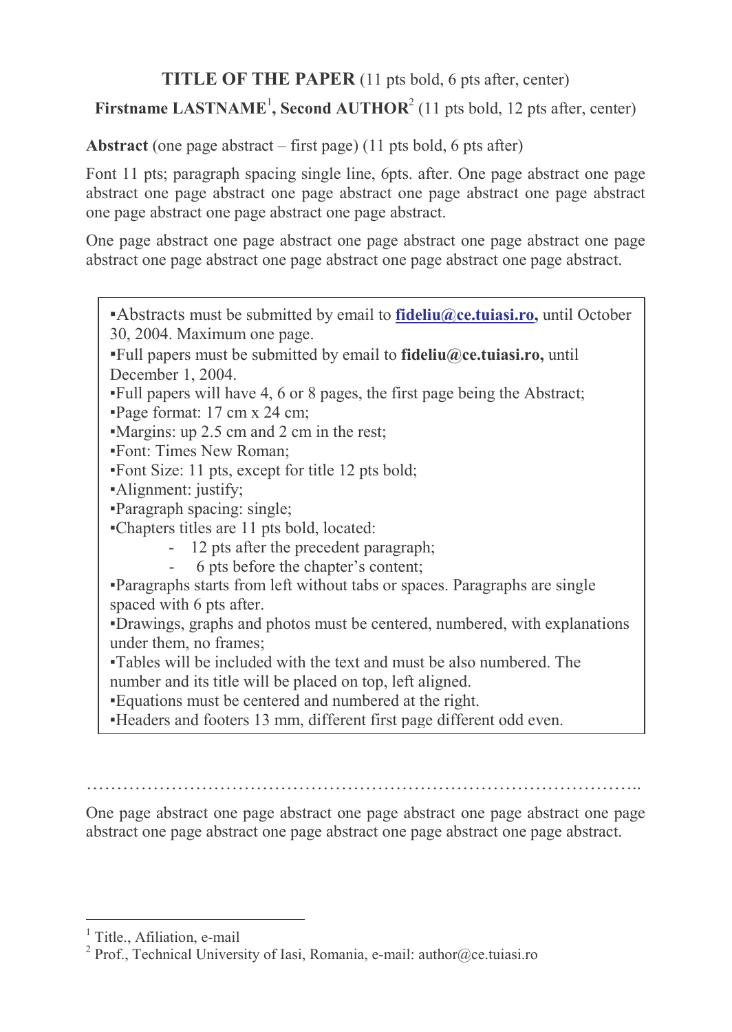**TITLE OF THE PAPER** (11 pts bold, 6 pts after, center)

**Firstname LASTNAME[1], Second AUTHOR[2]** (11 pts bold, 12 pts after, center)

**Abstract** (one page abstract – first page) (11 pts bold, 6 pts after)

Font 11 pts; paragraph spacing single line, 6pts. after. One page abstract one page abstract one page abstract one page abstract one page abstract one page abstract one page abstract one page abstract one page abstract.

One page abstract one page abstract one page abstract one page abstract one page abstract one page abstract one page abstract one page abstract one page abstract.

▪Abstracts must be submitted by email to **fideliu@ce.tuiasi.ro,** until October 30, 2004. Maximum one page.
▪Full papers must be submitted by email to **fideliu@ce.tuiasi.ro,** until December 1, 2004.
▪Full papers will have 4, 6 or 8 pages, the first page being the Abstract;
▪Page format: 17 cm x 24 cm;
▪Margins: up 2.5 cm and 2 cm in the rest;
▪Font: Times New Roman;
▪Font Size: 11 pts, except for title 12 pts bold;
▪Alignment: justify;
▪Paragraph spacing: single;
▪Chapters titles are 11 pts bold, located:

- 12 pts after the precedent paragraph;
- 6 pts before the chapter's content;

▪Paragraphs starts from left without tabs or spaces. Paragraphs are single spaced with 6 pts after.
▪Drawings, graphs and photos must be centered, numbered, with explanations under them, no frames;
▪Tables will be included with the text and must be also numbered. The number and its title will be placed on top, left aligned.
▪Equations must be centered and numbered at the right.
▪Headers and footers 13 mm, different first page different odd even.

…………………………………………………………………………………..

One page abstract one page abstract one page abstract one page abstract one page abstract one page abstract one page abstract one page abstract one page abstract.

---

[1] Title., Afiliation, e-mail

[2] Prof., Technical University of Iasi, Romania, e-mail: author@ce.tuiasi.ro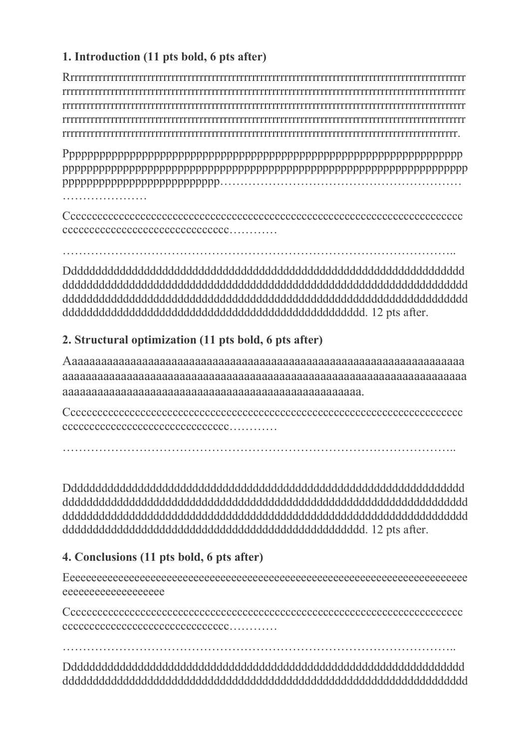## 1. Introduction (11 pts bold, 6 pts after)

Rrrrrrrrrrrrrrrrrrrrrrrrrrrrrrrrrrrrrrrrrrrrrrrrrrrrrrrrrrrrrrrrrrrrrrrrrrrrrrrrrrrrrrrrrrrrrrrrrrrrrr rrrrrrrrrrrrrrrrrrrrrrrrrrrrrrrrrrrrrrrrrrrrrrrrrrrrrrrrrrrrrrrrrrrrrrrrrrrrrrrrrrrrrrrrrrrrrrrrrrrrr rrrrrrrrrrrrrrrrrrrrrrrrrrrrrrrrrrrrrrrrrrrrrrrrrrrrrrrrrrrrrrrrrrrrrrrrrrrrrrrrrrrrrrrrrrrrrrrrrrrrr rrrrrrrrrrrrrrrrrrrrrrrrrrrrrrrrrrrrrrrrrrrrrrrrrrrrrrrrrrrrrrrrrrrrrrrrrrrrrrrrrrrrrrrrrrrrrrrrrrrrr rrrrrrrrrrrrrrrrrrrrrrrrrrrrrrrrrrrrrrrrrrrrrrrrrrrrrrrrrrrrrrrrrrrrrrrrrrrrrrrrrrrrrrrrrrrrrrrrrrrr.

Pppppppppppppppppppppppppppppppppppppppppppppppppppppppppppppppppp pppppppppppppppppppppppppppppppppppppppppppppppppppppppppppppppppp pppppppppppppppppppppppppppp……………………………………………………… …………………

Cccccccccccccccccccccccccccccccccccccccccccccccccccccccccccccccccccccc ccccccccccccccccccccccccccccccc…………

………………………………………………………………………………………..

Ddddddddddddddddddddddddddddddddddddddddddddddddddddddddddddddddd ddddddddddddddddddddddddddddddddddddddddddddddddddddddddddddddddd ddddddddddddddddddddddddddddddddddddddddddddddddddddddddddddddddd ddddddddddddddddddddddddddddddddddddddddddddddddd. 12 pts after.

## 2. Structural optimization (11 pts bold, 6 pts after)

Aaaaaaaaaaaaaaaaaaaaaaaaaaaaaaaaaaaaaaaaaaaaaaaaaaaaaaaaaaaaaaaaaaaa aaaaaaaaaaaaaaaaaaaaaaaaaaaaaaaaaaaaaaaaaaaaaaaaaaaaaaaaaaaaaaaaaaaaa aaaaaaaaaaaaaaaaaaaaaaaaaaaaaaaaaaaaaaaaaaaaaaaaaaaaa.

Cccccccccccccccccccccccccccccccccccccccccccccccccccccccccccccccccccccc ccccccccccccccccccccccccccccccc…………

………………………………………………………………………………………..

Ddddddddddddddddddddddddddddddddddddddddddddddddddddddddddddddddd ddddddddddddddddddddddddddddddddddddddddddddddddddddddddddddddddd ddddddddddddddddddddddddddddddddddddddddddddddddddddddddddddddddd ddddddddddddddddddddddddddddddddddddddddddddddddd. 12 pts after.

## 4. Conclusions (11 pts bold, 6 pts after)

Eeeeeeeeeeeeeeeeeeeeeeeeeeeeeeeeeeeeeeeeeeeeeeeeeeeeeeeeeeeeeeeeeeeeeee eeeeeeeeeeeeeeeeeee

Cccccccccccccccccccccccccccccccccccccccccccccccccccccccccccccccccccccc ccccccccccccccccccccccccccccccc…………

………………………………………………………………………………………..

Ddddddddddddddddddddddddddddddddddddddddddddddddddddddddddddddddd ddddddddddddddddddddddddddddddddddddddddddddddddddddddddddddddddd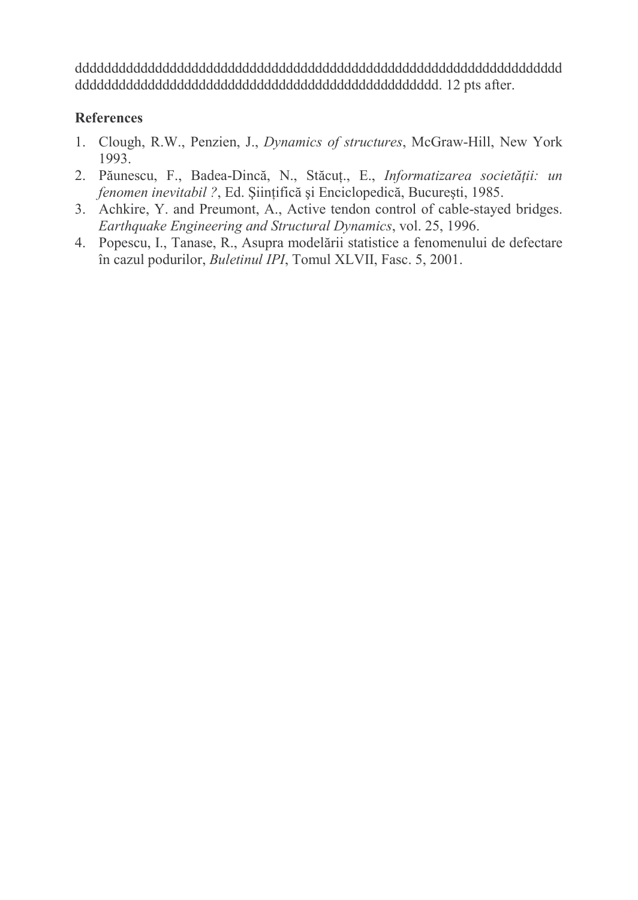dddddddddddddddddddddddddddddddddddddddddddddddddddddddddddddddddd dddddddddddddddddddddddddddddddddddddddddddddddddd. 12 pts after.

## References

1. Clough, R.W., Penzien, J., *Dynamics of structures*, McGraw-Hill, New York 1993.
2. Păunescu, F., Badea-Dincă, N., Stăcuț., E., *Informatizarea societății: un fenomen inevitabil ?*, Ed. Șiințifică şi Enciclopedică, Bucureşti, 1985.
3. Achkire, Y. and Preumont, A., Active tendon control of cable-stayed bridges. *Earthquake Engineering and Structural Dynamics*, vol. 25, 1996.
4. Popescu, I., Tanase, R., Asupra modelării statistice a fenomenului de defectare în cazul podurilor, *Buletinul IPI*, Tomul XLVII, Fasc. 5, 2001.